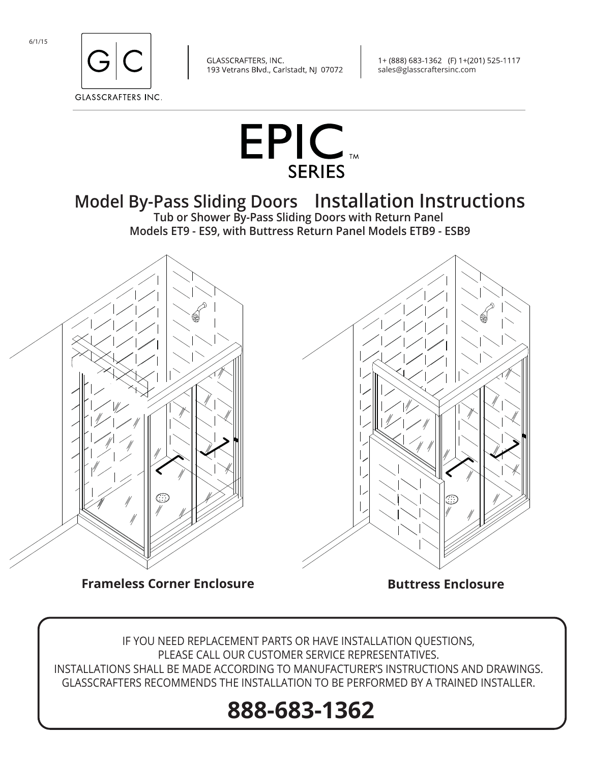6/1/15

GLASSCRAFTERS INC.

GLASSCRAFTERS, INC.
193 Vetrans Blvd., Carlstadt, NJ 07072

1+ (888) 683-1362 (F) 1+(201) 525-1117
sales@glasscraftersinc.com

# EPIC™ SERIES

## Model By-Pass Sliding Doors Installation Instructions

**Tub or Shower By-Pass Sliding Doors with Return Panel**
**Models ET9 - ES9, with Buttress Return Panel Models ETB9 - ESB9**

**Frameless Corner Enclosure**

**Buttress Enclosure**

IF YOU NEED REPLACEMENT PARTS OR HAVE INSTALLATION QUESTIONS,
PLEASE CALL OUR CUSTOMER SERVICE REPRESENTATIVES.
INSTALLATIONS SHALL BE MADE ACCORDING TO MANUFACTURER'S INSTRUCTIONS AND DRAWINGS.
GLASSCRAFTERS RECOMMENDS THE INSTALLATION TO BE PERFORMED BY A TRAINED INSTALLER.

**888-683-1362**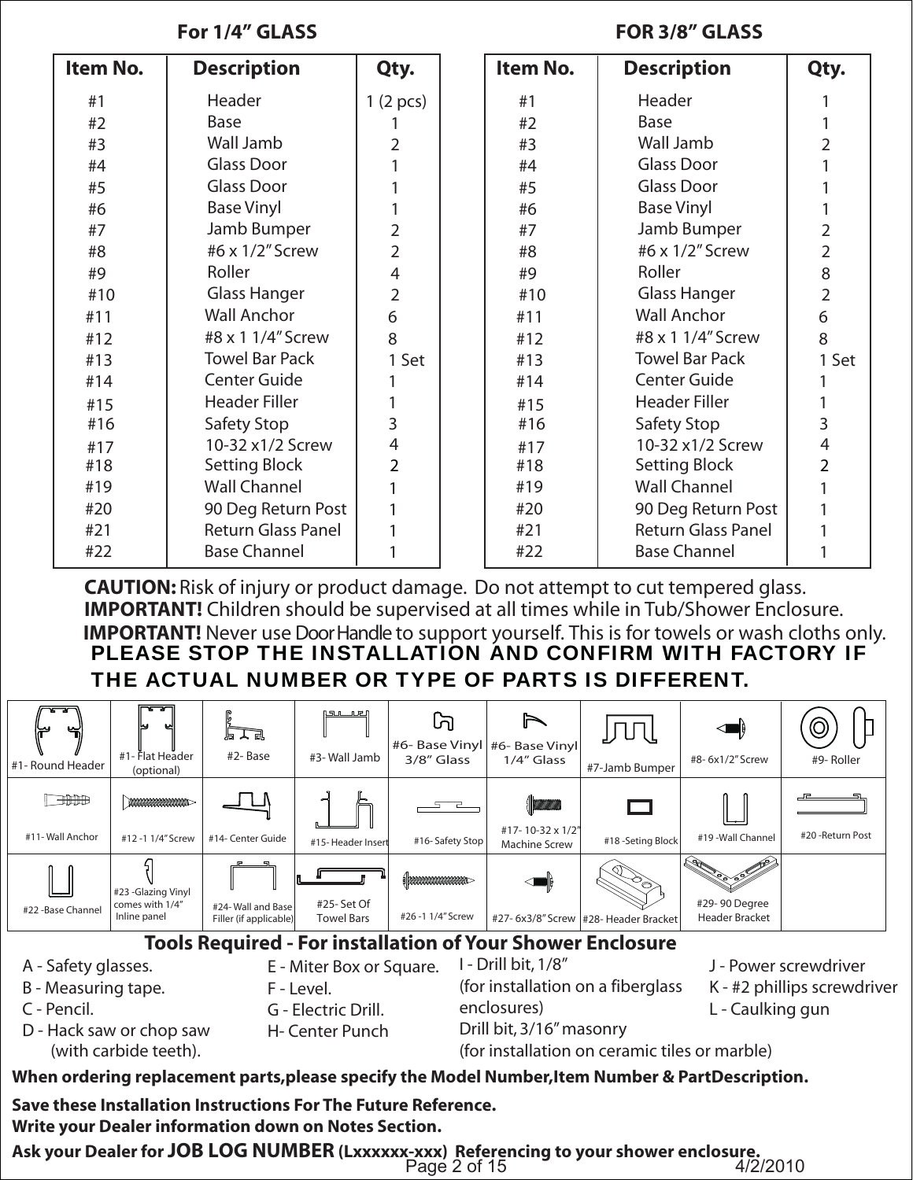## For 1/4" GLASS

| Item No. | Description | Qty. |
|---|---|---|
| #1 | Header | 1 (2 pcs) |
| #2 | Base | 1 |
| #3 | Wall Jamb | 2 |
| #4 | Glass Door | 1 |
| #5 | Glass Door | 1 |
| #6 | Base Vinyl | 1 |
| #7 | Jamb Bumper | 2 |
| #8 | #6 x 1/2" Screw | 2 |
| #9 | Roller | 4 |
| #10 | Glass Hanger | 2 |
| #11 | Wall Anchor | 6 |
| #12 | #8 x 1 1/4" Screw | 8 |
| #13 | Towel Bar Pack | 1 Set |
| #14 | Center Guide | 1 |
| #15 | Header Filler | 1 |
| #16 | Safety Stop | 3 |
| #17 | 10-32 x1/2 Screw | 4 |
| #18 | Setting Block | 2 |
| #19 | Wall Channel | 1 |
| #20 | 90 Deg Return Post | 1 |
| #21 | Return Glass Panel | 1 |
| #22 | Base Channel | 1 |

## FOR 3/8" GLASS

| Item No. | Description | Qty. |
|---|---|---|
| #1 | Header | 1 |
| #2 | Base | 1 |
| #3 | Wall Jamb | 2 |
| #4 | Glass Door | 1 |
| #5 | Glass Door | 1 |
| #6 | Base Vinyl | 1 |
| #7 | Jamb Bumper | 2 |
| #8 | #6 x 1/2" Screw | 2 |
| #9 | Roller | 8 |
| #10 | Glass Hanger | 2 |
| #11 | Wall Anchor | 6 |
| #12 | #8 x 1 1/4" Screw | 8 |
| #13 | Towel Bar Pack | 1 Set |
| #14 | Center Guide | 1 |
| #15 | Header Filler | 1 |
| #16 | Safety Stop | 3 |
| #17 | 10-32 x1/2 Screw | 4 |
| #18 | Setting Block | 2 |
| #19 | Wall Channel | 1 |
| #20 | 90 Deg Return Post | 1 |
| #21 | Return Glass Panel | 1 |
| #22 | Base Channel | 1 |

**CAUTION:** Risk of injury or product damage. Do not attempt to cut tempered glass.

**IMPORTANT!** Children should be supervised at all times while in Tub/Shower Enclosure.

**IMPORTANT!** Never use Door Handle to support yourself. This is for towels or wash cloths only.

**PLEASE STOP THE INSTALLATION AND CONFIRM WITH FACTORY IF THE ACTUAL NUMBER OR TYPE OF PARTS IS DIFFERENT.**

| | | | | | | | | |
|---|---|---|---|---|---|---|---|---|
| #1- Round Header | #1- Flat Header (optional) | #2- Base | #3- Wall Jamb | #6- Base Vinyl 3/8" Glass | #6- Base Vinyl 1/4" Glass | #7-Jamb Bumper | #8- 6x1/2" Screw | #9- Roller |
| #11- Wall Anchor | #12 -1 1/4" Screw | #14- Center Guide | #15- Header Insert | #16- Safety Stop | #17- 10-32 x 1/2" Machine Screw | #18 -Seting Block | #19 -Wall Channel | #20 -Return Post |
| #22 -Base Channel | #23 -Glazing Vinyl comes with 1/4" Inline panel | #24- Wall and Base Filler (if applicable) | #25- Set Of Towel Bars | #26 -1 1/4" Screw | #27- 6x3/8" Screw | #28- Header Bracket | #29- 90 Degree Header Bracket | |

### Tools Required - For installation of Your Shower Enclosure

A - Safety glasses.
B - Measuring tape.
C - Pencil.
D - Hack saw or chop saw (with carbide teeth).
E - Miter Box or Square.
F - Level.
G - Electric Drill.
H- Center Punch
I - Drill bit, 1/8" (for installation on a fiberglass enclosures)
Drill bit, 3/16" masonry (for installation on ceramic tiles or marble)
J - Power screwdriver
K - #2 phillips screwdriver
L - Caulking gun

**When ordering replacement parts,please specify the Model Number,Item Number & PartDescription.**

**Save these Installation Instructions For The Future Reference.**
**Write your Dealer information down on Notes Section.**

**Ask your Dealer for JOB LOG NUMBER (Lxxxxxx-xxx) Referencing to your shower enclosure.**

4/2/2010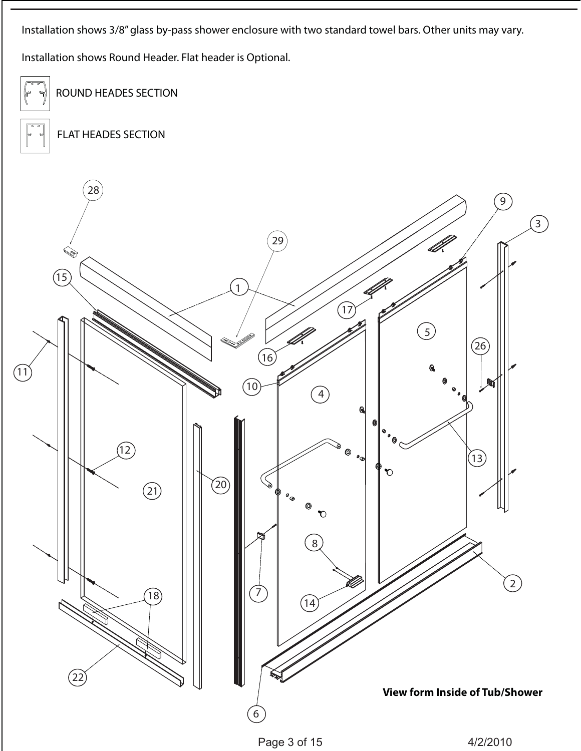Installation shows 3/8" glass by-pass shower enclosure with two standard towel bars. Other units may vary.

Installation shows Round Header. Flat header is Optional.

ROUND HEADES SECTION

FLAT HEADES SECTION

28 29 9 3 15 1 17 5 26 16 11 10 4 13 12 21 20 8 7 2 18 14 22 6

**View form Inside of Tub/Shower**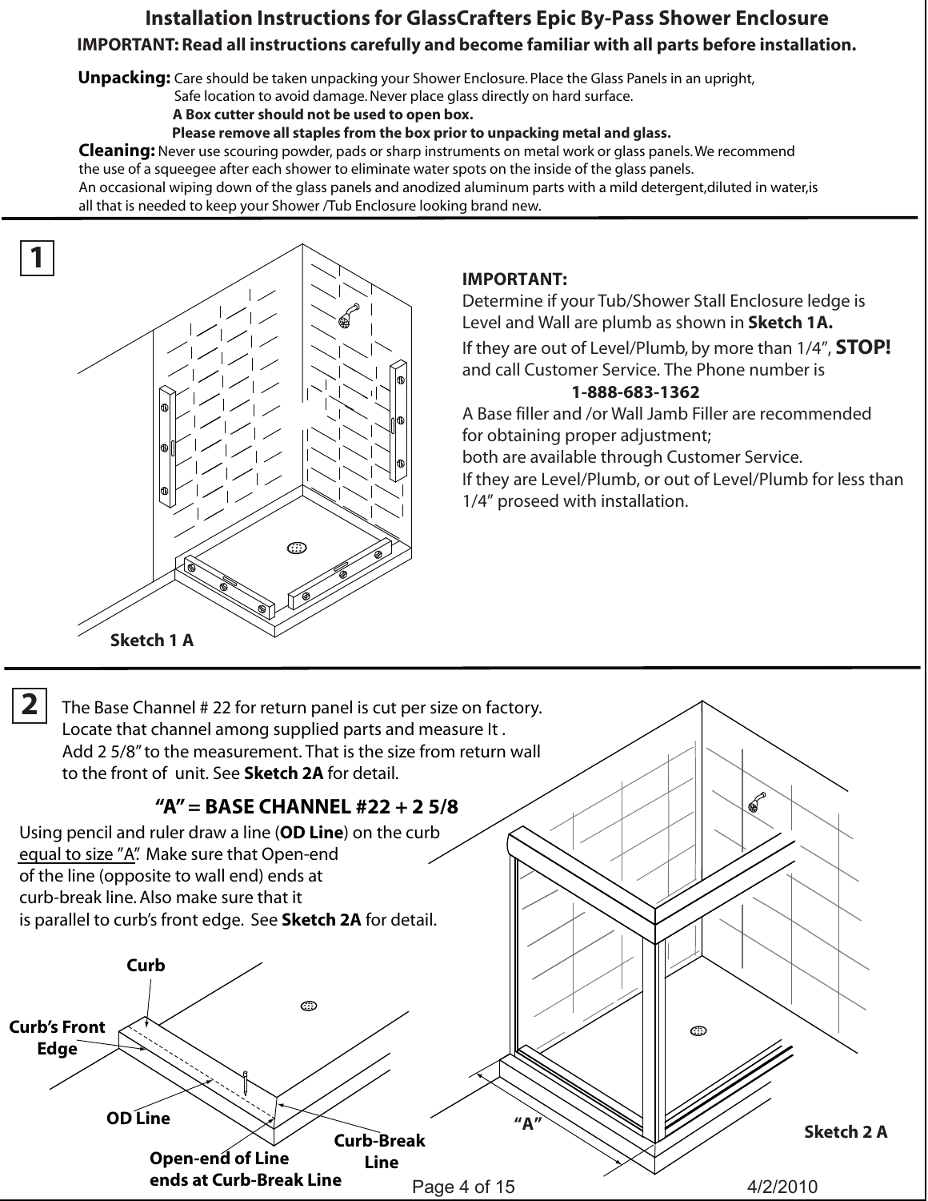# Installation Instructions for GlassCrafters Epic By-Pass Shower Enclosure

**IMPORTANT: Read all instructions carefully and become familiar with all parts before installation.**

**Unpacking:** Care should be taken unpacking your Shower Enclosure. Place the Glass Panels in an upright, Safe location to avoid damage. Never place glass directly on hard surface.
**A Box cutter should not be used to open box.**
**Please remove all staples from the box prior to unpacking metal and glass.**

**Cleaning:** Never use scouring powder, pads or sharp instruments on metal work or glass panels. We recommend the use of a squeegee after each shower to eliminate water spots on the inside of the glass panels.
An occasional wiping down of the glass panels and anodized aluminum parts with a mild detergent,diluted in water,is all that is needed to keep your Shower /Tub Enclosure looking brand new.

## 1

**IMPORTANT:**
Determine if your Tub/Shower Stall Enclosure ledge is Level and Wall are plumb as shown in **Sketch 1A.**
If they are out of Level/Plumb, by more than 1/4", **STOP!** and call Customer Service. The Phone number is
**1-888-683-1362**
A Base filler and /or Wall Jamb Filler are recommended for obtaining proper adjustment;
both are available through Customer Service.
If they are Level/Plumb, or out of Level/Plumb for less than 1/4" proseed with installation.

**Sketch 1 A**

## 2

The Base Channel # 22 for return panel is cut per size on factory. Locate that channel among supplied parts and measure It . Add 2 5/8" to the measurement. That is the size from return wall to the front of unit. See **Sketch 2A** for detail.

**"A" = BASE CHANNEL #22 + 2 5/8**

Using pencil and ruler draw a line (**OD Line**) on the curb equal to size "A". Make sure that Open-end of the line (opposite to wall end) ends at curb-break line. Also make sure that it is parallel to curb's front edge. See **Sketch 2A** for detail.

**Curb**
**Curb's Front Edge**
**OD Line**
**Open-end of Line ends at Curb-Break Line**
**Curb-Break Line**
**"A"**

**Sketch 2 A**

4/2/2010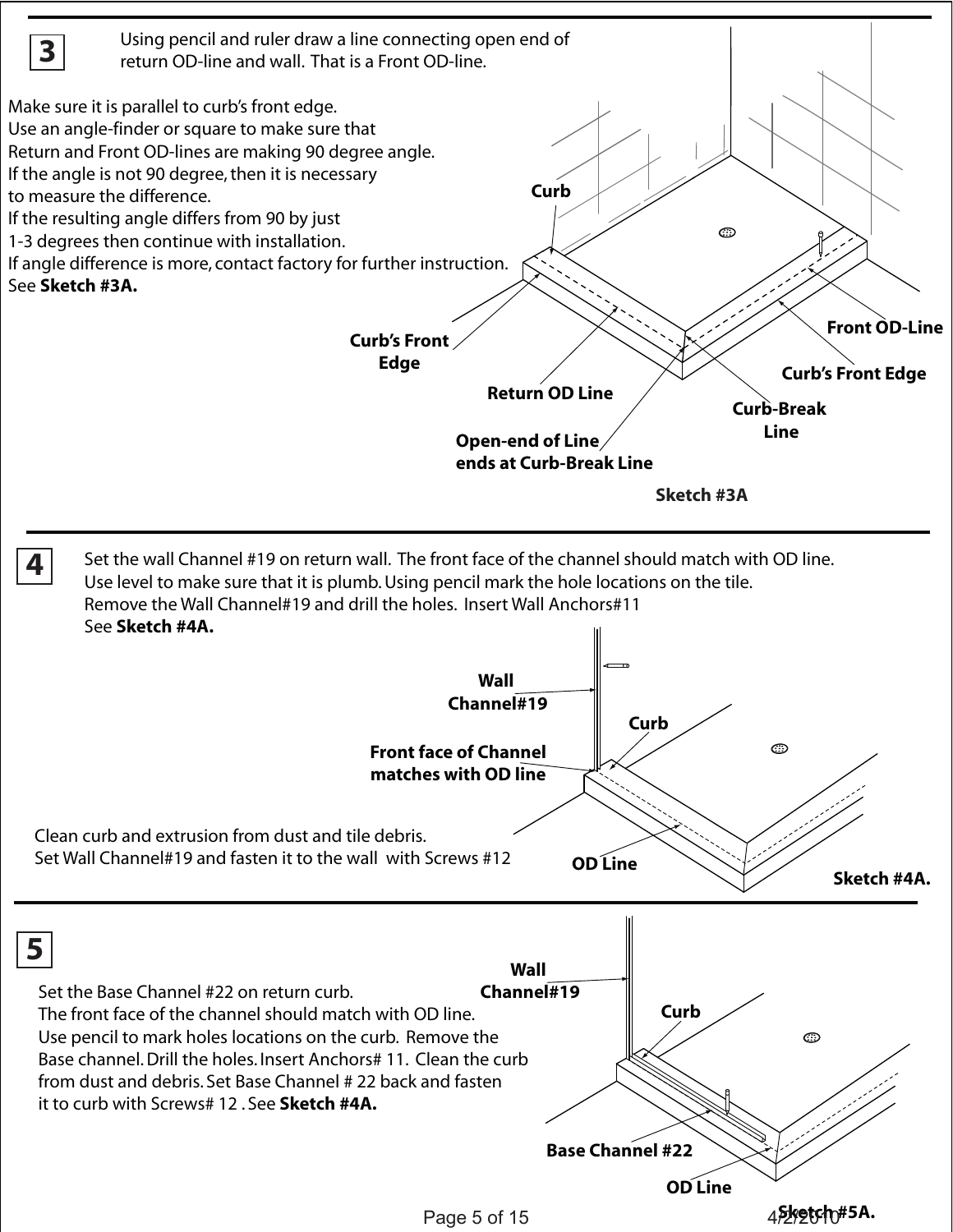## 3

Using pencil and ruler draw a line connecting open end of return OD-line and wall. That is a Front OD-line.

Make sure it is parallel to curb's front edge.
Use an angle-finder or square to make sure that Return and Front OD-lines are making 90 degree angle.
If the angle is not 90 degree, then it is necessary to measure the difference.
If the resulting angle differs from 90 by just 1-3 degrees then continue with installation.
If angle difference is more, contact factory for further instruction.
See **Sketch #3A.**

**Curb**

**Curb's Front Edge**

**Return OD Line**

**Open-end of Line ends at Curb-Break Line**

**Front OD-Line**

**Curb's Front Edge**

**Curb-Break Line**

**Sketch #3A**

## 4

Set the wall Channel #19 on return wall. The front face of the channel should match with OD line.
Use level to make sure that it is plumb. Using pencil mark the hole locations on the tile.
Remove the Wall Channel#19 and drill the holes. Insert Wall Anchors#11
See **Sketch #4A.**

**Wall Channel#19**

**Curb**

**Front face of Channel matches with OD line**

Clean curb and extrusion from dust and tile debris.
Set Wall Channel#19 and fasten it to the wall with Screws #12

**OD Line**

**Sketch #4A.**

## 5

Set the Base Channel #22 on return curb.
The front face of the channel should match with OD line.
Use pencil to mark holes locations on the curb. Remove the Base channel. Drill the holes. Insert Anchors# 11. Clean the curb from dust and debris. Set Base Channel # 22 back and fasten it to curb with Screws# 12 . See **Sketch #4A.**

**Wall Channel#19**

**Curb**

**Base Channel #22**

**OD Line**

**Sketch #5A.**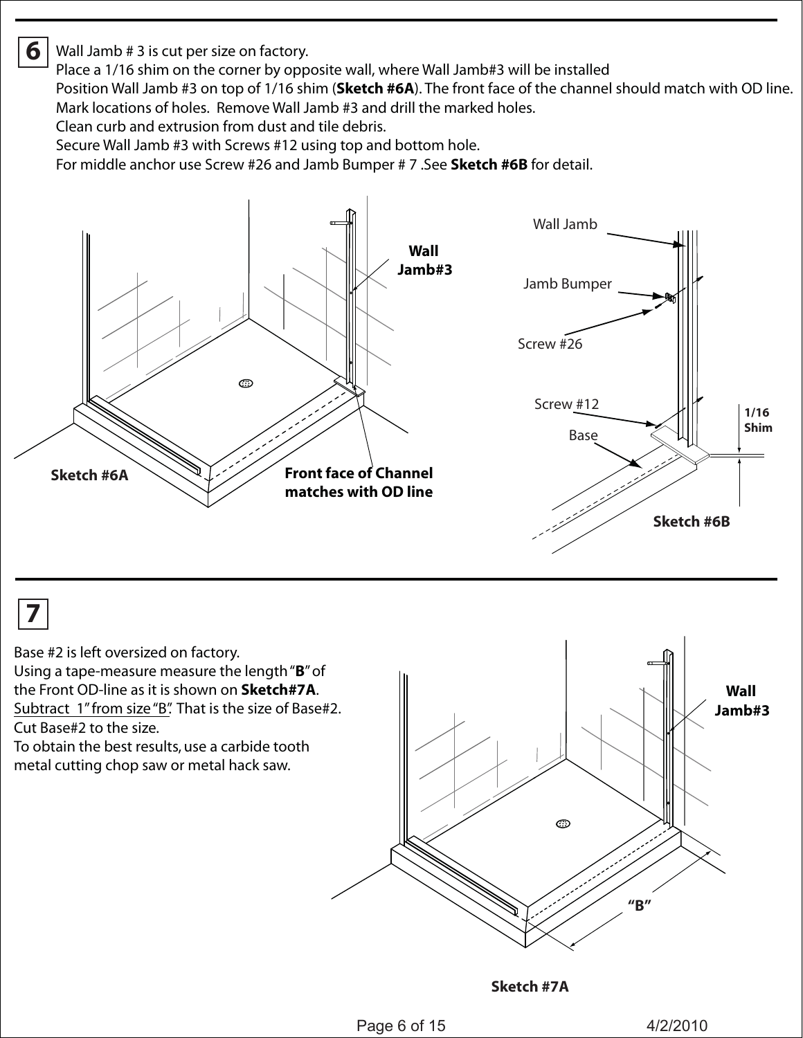## 6

Wall Jamb # 3 is cut per size on factory.
Place a 1/16 shim on the corner by opposite wall, where Wall Jamb#3 will be installed
Position Wall Jamb #3 on top of 1/16 shim (**Sketch #6A**). The front face of the channel should match with OD line.
Mark locations of holes. Remove Wall Jamb #3 and drill the marked holes.
Clean curb and extrusion from dust and tile debris.
Secure Wall Jamb #3 with Screws #12 using top and bottom hole.
For middle anchor use Screw #26 and Jamb Bumper # 7 .See **Sketch #6B** for detail.

**Wall Jamb#3**

**Front face of Channel matches with OD line**

**Sketch #6A**

Wall Jamb

Jamb Bumper

Screw #26

Screw #12

Base

**1/16 Shim**

**Sketch #6B**

## 7

Base #2 is left oversized on factory.
Using a tape-measure measure the length "**B**" of the Front OD-line as it is shown on **Sketch#7A**.
Subtract 1" from size "B". That is the size of Base#2.
Cut Base#2 to the size.
To obtain the best results, use a carbide tooth metal cutting chop saw or metal hack saw.

**Wall Jamb#3**

**"B"**

**Sketch #7A**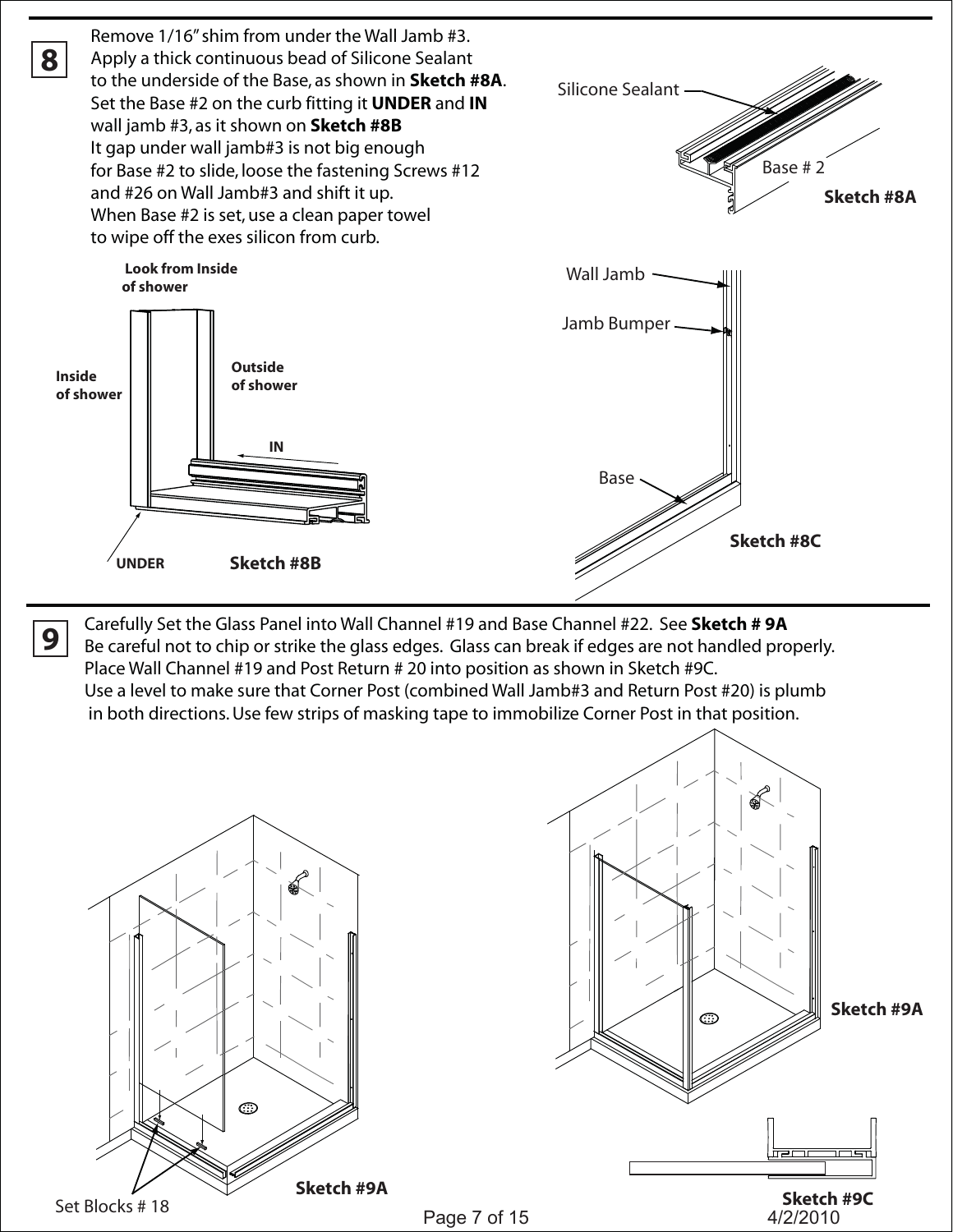**8**

Remove 1/16" shim from under the Wall Jamb #3.
Apply a thick continuous bead of Silicone Sealant to the underside of the Base, as shown in **Sketch #8A**.
Set the Base #2 on the curb fitting it **UNDER** and **IN** wall jamb #3, as it shown on **Sketch #8B**
It gap under wall jamb#3 is not big enough for Base #2 to slide, loose the fastening Screws #12 and #26 on Wall Jamb#3 and shift it up.
When Base #2 is set, use a clean paper towel to wipe off the exes silicon from curb.

Silicone Sealant

Base # 2

**Sketch #8A**

**Look from Inside of shower**

**Inside of shower**

**Outside of shower**

**IN**

**UNDER**

**Sketch #8B**

Wall Jamb

Jamb Bumper

Base

**Sketch #8C**

**9**

Carefully Set the Glass Panel into Wall Channel #19 and Base Channel #22. See **Sketch # 9A**
Be careful not to chip or strike the glass edges. Glass can break if edges are not handled properly.
Place Wall Channel #19 and Post Return # 20 into position as shown in Sketch #9C.
Use a level to make sure that Corner Post (combined Wall Jamb#3 and Return Post #20) is plumb in both directions. Use few strips of masking tape to immobilize Corner Post in that position.

Set Blocks # 18

**Sketch #9A**

**Sketch #9A**

**Sketch #9C**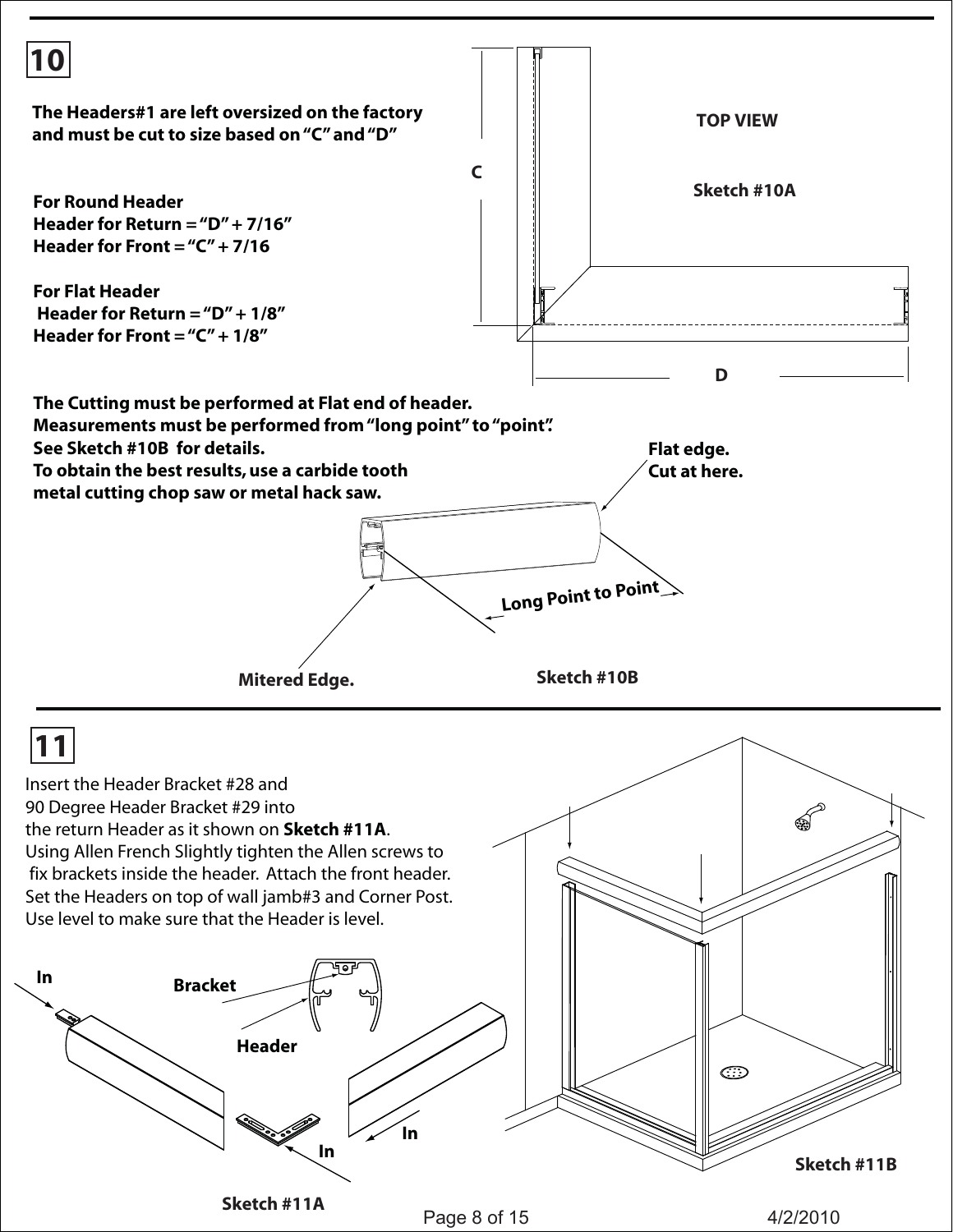## 10

**The Headers#1 are left oversized on the factory and must be cut to size based on "C" and "D"**

TOP VIEW

Sketch #10A

**For Round Header**
**Header for Return = "D" + 7/16"**
**Header for Front = "C" + 7/16**

**For Flat Header**
**Header for Return = "D" + 1/8"**
**Header for Front = "C" + 1/8"**

**The Cutting must be performed at Flat end of header.**
**Measurements must be performed from "long point" to "point".**
**See Sketch #10B for details.**
**To obtain the best results, use a carbide tooth metal cutting chop saw or metal hack saw.**

Flat edge. Cut at here.

Long Point to Point

Mitered Edge.

Sketch #10B

## 11

Insert the Header Bracket #28 and 90 Degree Header Bracket #29 into the return Header as it shown on **Sketch #11A**.
Using Allen French Slightly tighten the Allen screws to fix brackets inside the header. Attach the front header.
Set the Headers on top of wall jamb#3 and Corner Post.
Use level to make sure that the Header is level.

Sketch #11A

Sketch #11B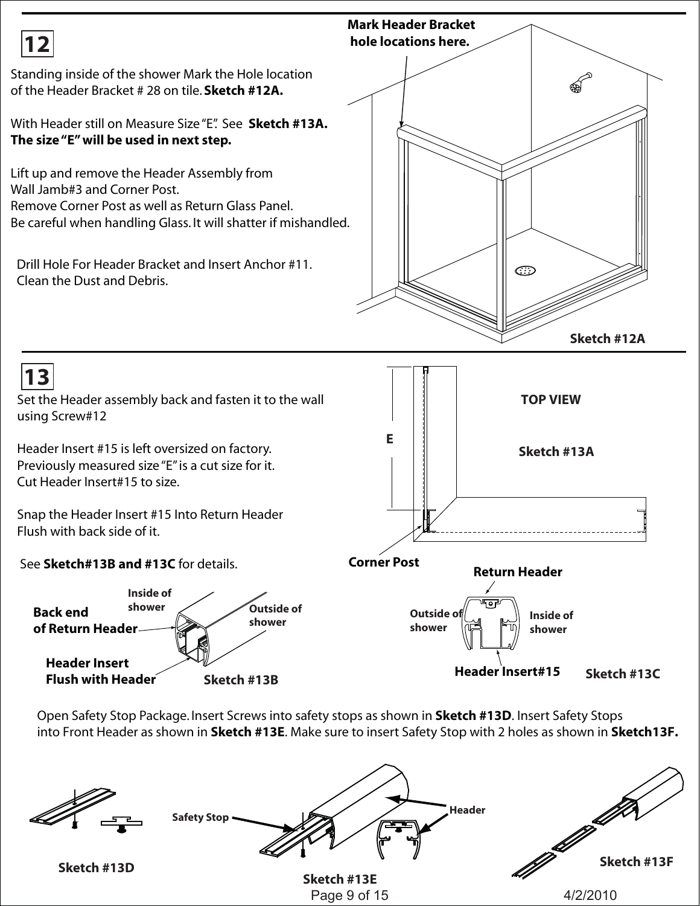## 12

Standing inside of the shower Mark the Hole location of the Header Bracket # 28 on tile. **Sketch #12A.**

With Header still on Measure Size "E". See **Sketch #13A.** **The size "E" will be used in next step.**

Lift up and remove the Header Assembly from Wall Jamb#3 and Corner Post.
Remove Corner Post as well as Return Glass Panel.
Be careful when handling Glass. It will shatter if mishandled.

Drill Hole For Header Bracket and Insert Anchor #11.
Clean the Dust and Debris.

**Mark Header Bracket hole locations here.**

**Sketch #12A**

## 13

Set the Header assembly back and fasten it to the wall using Screw#12

Header Insert #15 is left oversized on factory.
Previously measured size "E" is a cut size for it.
Cut Header Insert#15 to size.

Snap the Header Insert #15 Into Return Header Flush with back side of it.

See **Sketch#13B and #13C** for details.

**TOP VIEW**

**E**

**Sketch #13A**

**Corner Post**

**Return Header**

Outside of shower

Inside of shower

**Header Insert#15**

**Sketch #13C**

Inside of shower

Outside of shower

**Back end of Return Header**

**Header Insert Flush with Header**

**Sketch #13B**

Open Safety Stop Package. Insert Screws into safety stops as shown in **Sketch #13D**. Insert Safety Stops into Front Header as shown in **Sketch #13E**. Make sure to insert Safety Stop with 2 holes as shown in **Sketch13F.**

Safety Stop

Header

**Sketch #13D**

**Sketch #13E**

**Sketch #13F**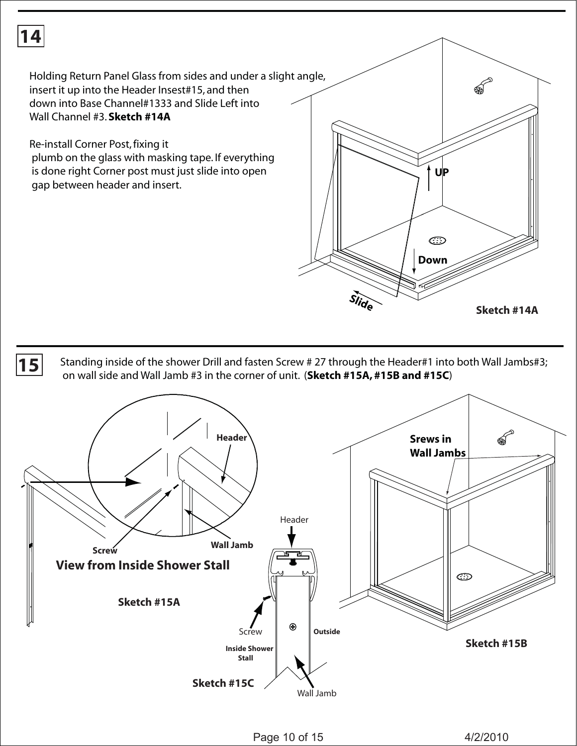## 14

Holding Return Panel Glass from sides and under a slight angle, insert it up into the Header Insest#15, and then down into Base Channel#1333 and Slide Left into Wall Channel #3. **Sketch #14A**

Re-install Corner Post, fixing it plumb on the glass with masking tape. If everything is done right Corner post must just slide into open gap between header and insert.

UP

Down

Slide

**Sketch #14A**

## 15

Standing inside of the shower Drill and fasten Screw # 27 through the Header#1 into both Wall Jambs#3; on wall side and Wall Jamb #3 in the corner of unit. (**Sketch #15A, #15B and #15C**)

**Header**

**Screw**

**Wall Jamb**

**View from Inside Shower Stall**

**Sketch #15A**

Header

Screw

**Outside**

**Inside Shower Stall**

Wall Jamb

**Sketch #15C**

**Srews in Wall Jambs**

**Sketch #15B**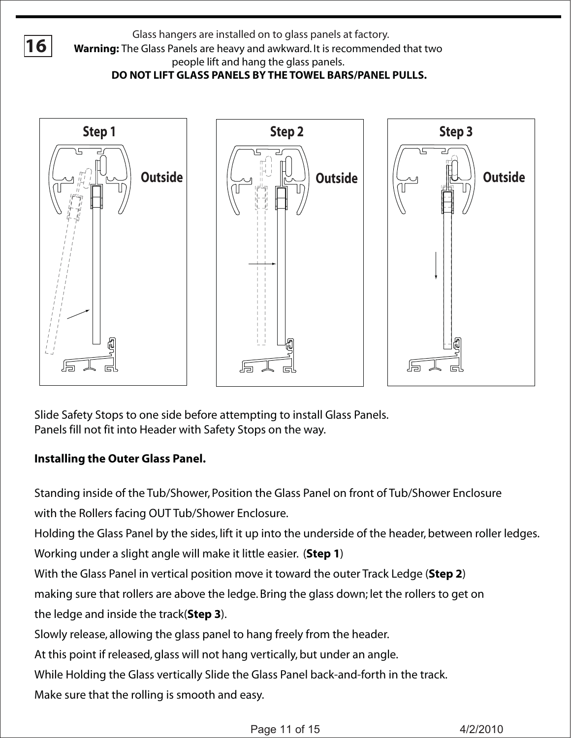**16**

Glass hangers are installed on to glass panels at factory.

**Warning:** The Glass Panels are heavy and awkward. It is recommended that two people lift and hang the glass panels.

**DO NOT LIFT GLASS PANELS BY THE TOWEL BARS/PANEL PULLS.**

**Step 1** Outside

**Step 2** Outside

**Step 3** Outside

Slide Safety Stops to one side before attempting to install Glass Panels.
Panels fill not fit into Header with Safety Stops on the way.

**Installing the Outer Glass Panel.**

Standing inside of the Tub/Shower, Position the Glass Panel on front of Tub/Shower Enclosure with the Rollers facing OUT Tub/Shower Enclosure.

Holding the Glass Panel by the sides, lift it up into the underside of the header, between roller ledges.

Working under a slight angle will make it little easier. (**Step 1**)

With the Glass Panel in vertical position move it toward the outer Track Ledge (**Step 2**) making sure that rollers are above the ledge. Bring the glass down; let the rollers to get on the ledge and inside the track(**Step 3**).

Slowly release, allowing the glass panel to hang freely from the header.

At this point if released, glass will not hang vertically, but under an angle.

While Holding the Glass vertically Slide the Glass Panel back-and-forth in the track.

Make sure that the rolling is smooth and easy.

4/2/2010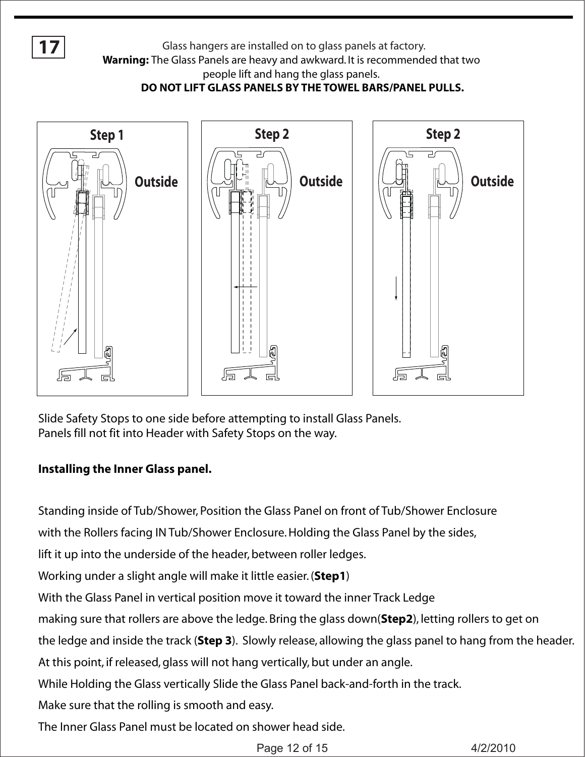**17**

Glass hangers are installed on to glass panels at factory.

**Warning:** The Glass Panels are heavy and awkward. It is recommended that two people lift and hang the glass panels.

**DO NOT LIFT GLASS PANELS BY THE TOWEL BARS/PANEL PULLS.**

Step 1 — Outside

Step 2 — Outside

Step 2 — Outside

Slide Safety Stops to one side before attempting to install Glass Panels.
Panels fill not fit into Header with Safety Stops on the way.

**Installing the Inner Glass panel.**

Standing inside of Tub/Shower, Position the Glass Panel on front of Tub/Shower Enclosure with the Rollers facing IN Tub/Shower Enclosure. Holding the Glass Panel by the sides, lift it up into the underside of the header, between roller ledges.
Working under a slight angle will make it little easier. (**Step1**)
With the Glass Panel in vertical position move it toward the inner Track Ledge making sure that rollers are above the ledge. Bring the glass down(**Step2**), letting rollers to get on the ledge and inside the track (**Step 3**). Slowly release, allowing the glass panel to hang from the header.
At this point, if released, glass will not hang vertically, but under an angle.
While Holding the Glass vertically Slide the Glass Panel back-and-forth in the track.
Make sure that the rolling is smooth and easy.
The Inner Glass Panel must be located on shower head side.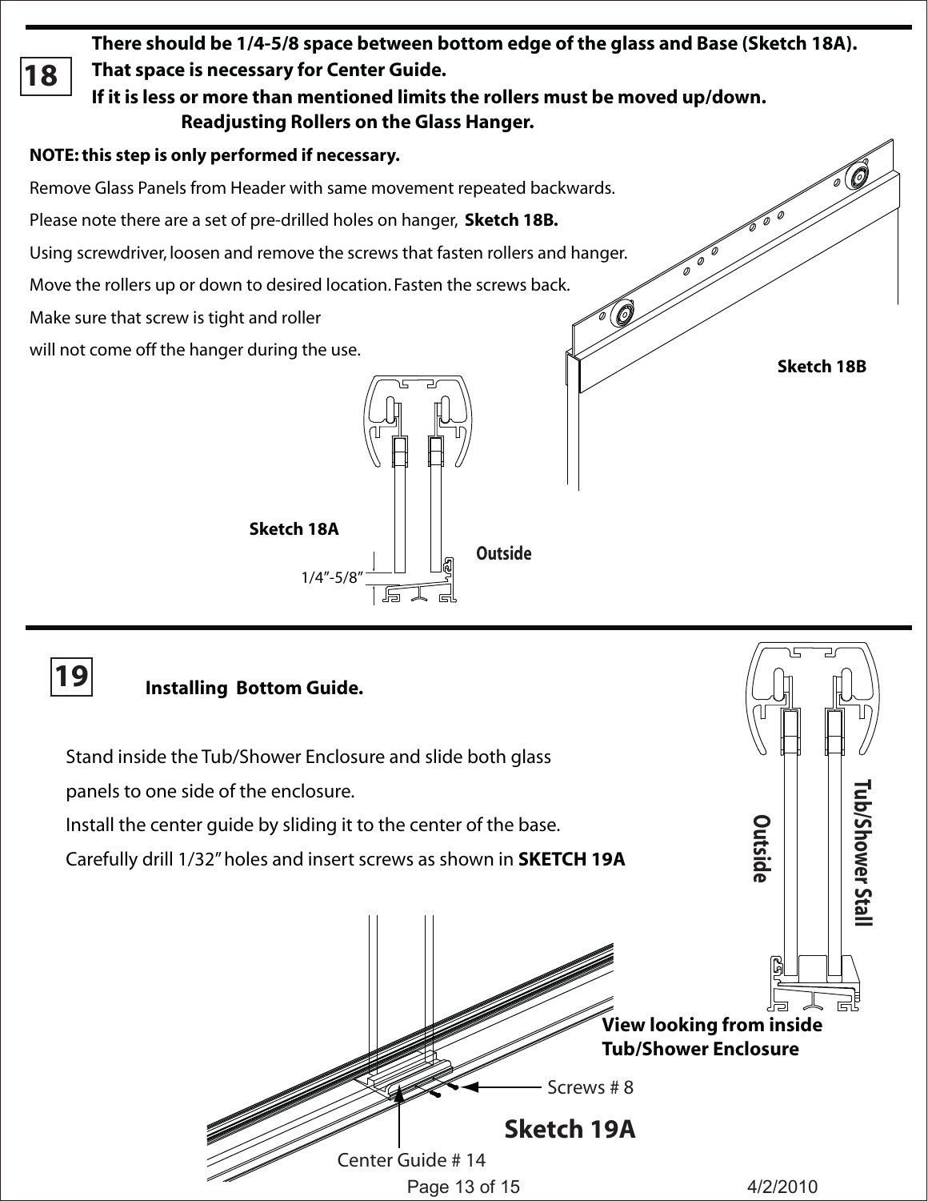## 18

**There should be 1/4-5/8 space between bottom edge of the glass and Base (Sketch 18A).**
**That space is necessary for Center Guide.**
**If it is less or more than mentioned limits the rollers must be moved up/down.**

**Readjusting Rollers on the Glass Hanger.**

**NOTE: this step is only performed if necessary.**

Remove Glass Panels from Header with same movement repeated backwards.

Please note there are a set of pre-drilled holes on hanger, **Sketch 18B.**

Using screwdriver, loosen and remove the screws that fasten rollers and hanger.

Move the rollers up or down to desired location. Fasten the screws back.

Make sure that screw is tight and roller will not come off the hanger during the use.

**Sketch 18B**

**Sketch 18A**

**Outside**

1/4"-5/8"

## 19

**Installing Bottom Guide.**

Stand inside the Tub/Shower Enclosure and slide both glass panels to one side of the enclosure.

Install the center guide by sliding it to the center of the base.

Carefully drill 1/32" holes and insert screws as shown in **SKETCH 19A**

**Outside**

**Tub/Shower Stall**

**View looking from inside Tub/Shower Enclosure**

Screws # 8

**Sketch 19A**

Center Guide # 14

4/2/2010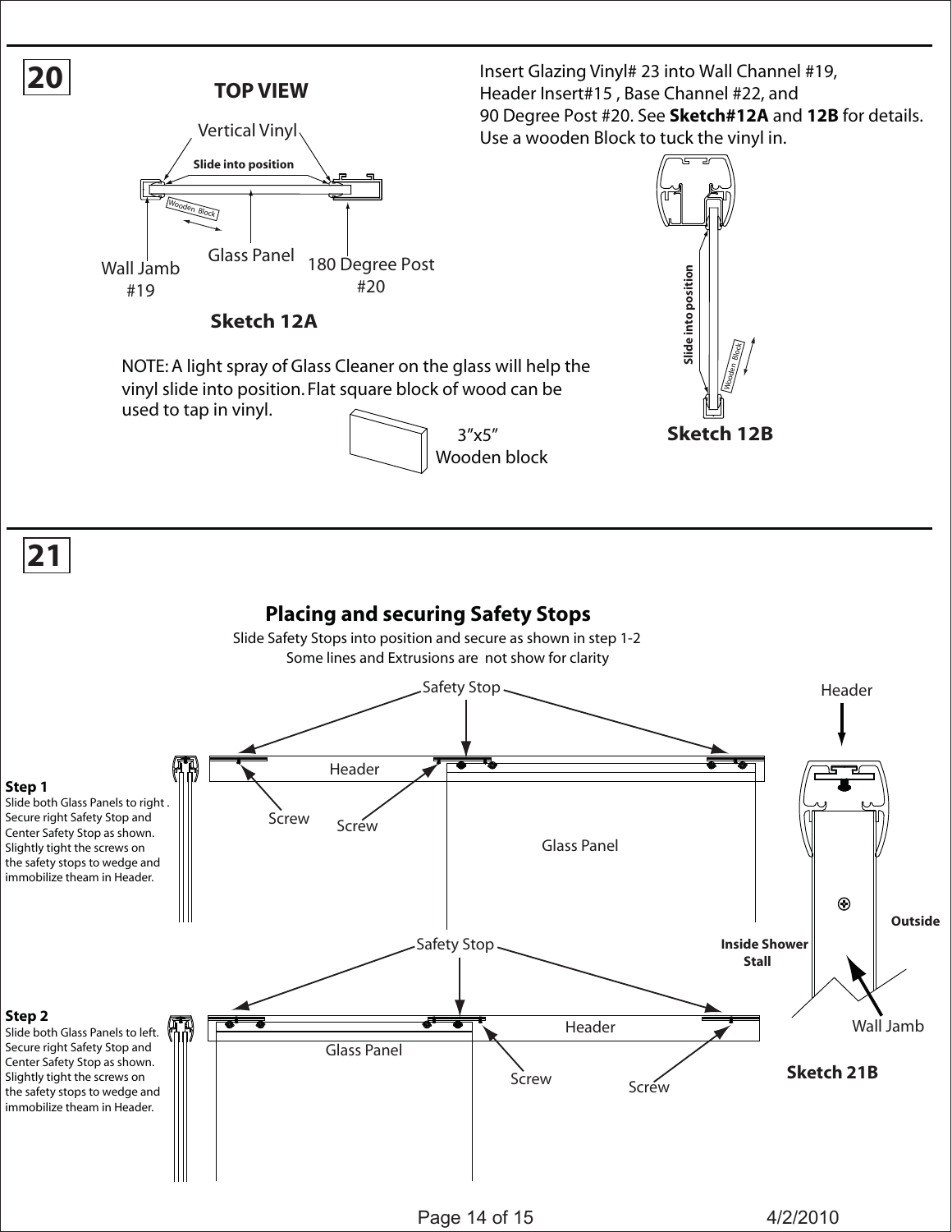## 20

**TOP VIEW**

Insert Glazing Vinyl# 23 into Wall Channel #19,
Header Insert#15 , Base Channel #22, and
90 Degree Post #20. See **Sketch#12A** and **12B** for details.
Use a wooden Block to tuck the vinyl in.

Vertical Vinyl

**Slide into position**

Wooden Block

Wall Jamb #19

Glass Panel

180 Degree Post #20

**Sketch 12A**

**Slide into position**

Wooden Block

**Sketch 12B**

NOTE: A light spray of Glass Cleaner on the glass will help the vinyl slide into position. Flat square block of wood can be used to tap in vinyl.

3"x5" Wooden block

## 21

### Placing and securing Safety Stops

Slide Safety Stops into position and secure as shown in step 1-2

Some lines and Extrusions are not show for clarity

**Step 1**
Slide both Glass Panels to right . Secure right Safety Stop and Center Safety Stop as shown. Slightly tight the screws on the safety stops to wedge and immobilize theam in Header.

Safety Stop

Header

Screw

Screw

Glass Panel

**Step 2**
Slide both Glass Panels to left. Secure right Safety Stop and Center Safety Stop as shown. Slightly tight the screws on the safety stops to wedge and immobilize theam in Header.

Safety Stop

Header

Glass Panel

Screw

Screw

Header

Inside Shower Stall

Outside

Wall Jamb

**Sketch 21B**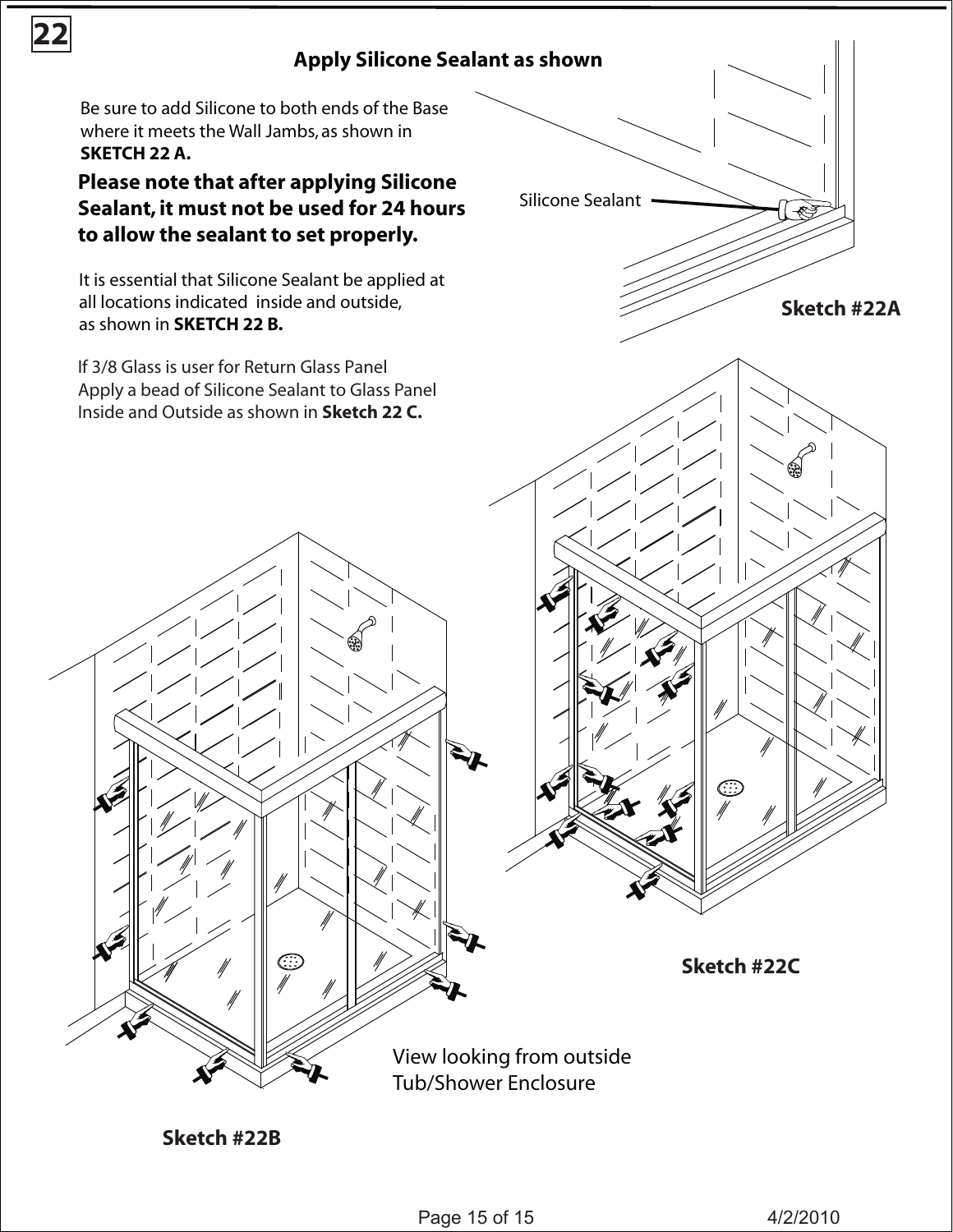**22**

## Apply Silicone Sealant as shown

Be sure to add Silicone to both ends of the Base where it meets the Wall Jambs, as shown in **SKETCH 22 A.**

**Please note that after applying Silicone Sealant, it must not be used for 24 hours to allow the sealant to set properly.**

It is essential that Silicone Sealant be applied at all locations indicated inside and outside, as shown in **SKETCH 22 B.**

If 3/8 Glass is user for Return Glass Panel Apply a bead of Silicone Sealant to Glass Panel Inside and Outside as shown in **Sketch 22 C.**

Silicone Sealant

**Sketch #22A**

**Sketch #22C**

View looking from outside Tub/Shower Enclosure

**Sketch #22B**